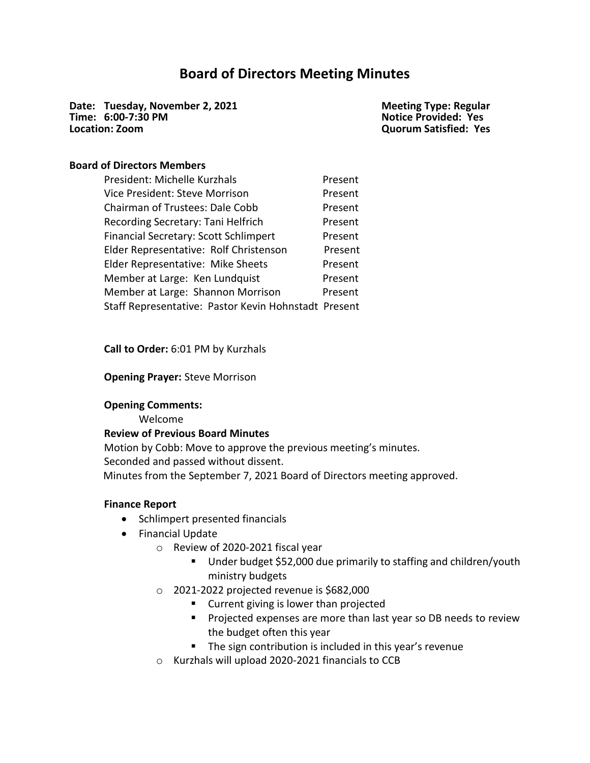# Board of Directors Meeting Minutes

**Date: Tuesday, November 2, 2021**
**Time: 6:00-7:30 PM**
**Location: Zoom**

**Meeting Type: Regular**
**Notice Provided: Yes**
**Quorum Satisfied: Yes**

**Board of Directors Members**

| | |
|---|---|
| President: Michelle Kurzhals | Present |
| Vice President: Steve Morrison | Present |
| Chairman of Trustees: Dale Cobb | Present |
| Recording Secretary: Tani Helfrich | Present |
| Financial Secretary: Scott Schlimpert | Present |
| Elder Representative: Rolf Christenson | Present |
| Elder Representative: Mike Sheets | Present |
| Member at Large: Ken Lundquist | Present |
| Member at Large: Shannon Morrison | Present |
| Staff Representative: Pastor Kevin Hohnstadt | Present |

**Call to Order:** 6:01 PM by Kurzhals

**Opening Prayer:** Steve Morrison

**Opening Comments:**

Welcome

**Review of Previous Board Minutes**

Motion by Cobb: Move to approve the previous meeting's minutes.
Seconded and passed without dissent.
Minutes from the September 7, 2021 Board of Directors meeting approved.

**Finance Report**

- Schlimpert presented financials
- Financial Update
  - Review of 2020-2021 fiscal year
    - Under budget $52,000 due primarily to staffing and children/youth ministry budgets
  - 2021-2022 projected revenue is $682,000
    - Current giving is lower than projected
    - Projected expenses are more than last year so DB needs to review the budget often this year
    - The sign contribution is included in this year's revenue
  - Kurzhals will upload 2020-2021 financials to CCB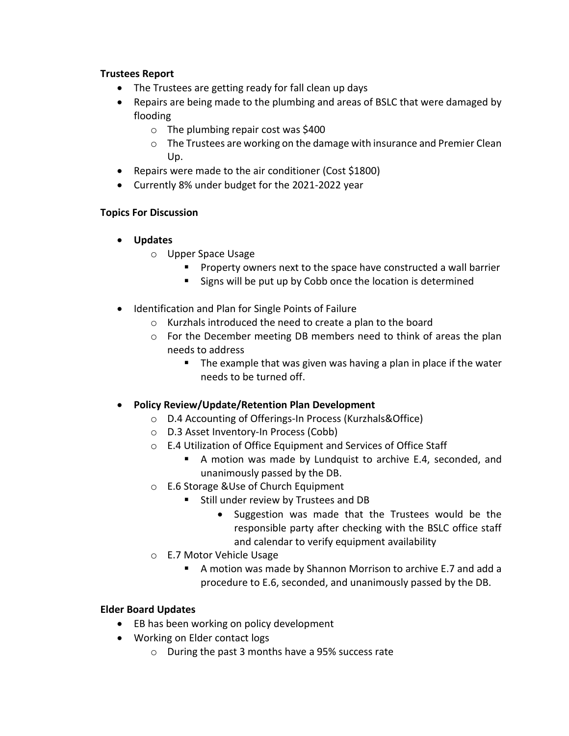**Trustees Report**

- The Trustees are getting ready for fall clean up days
- Repairs are being made to the plumbing and areas of BSLC that were damaged by flooding
  - The plumbing repair cost was $400
  - The Trustees are working on the damage with insurance and Premier Clean Up.
- Repairs were made to the air conditioner (Cost $1800)
- Currently 8% under budget for the 2021-2022 year

**Topics For Discussion**

- **Updates**
  - Upper Space Usage
    - Property owners next to the space have constructed a wall barrier
    - Signs will be put up by Cobb once the location is determined

- Identification and Plan for Single Points of Failure
  - Kurzhals introduced the need to create a plan to the board
  - For the December meeting DB members need to think of areas the plan needs to address
    - The example that was given was having a plan in place if the water needs to be turned off.

- **Policy Review/Update/Retention Plan Development**
  - D.4 Accounting of Offerings-In Process (Kurzhals&Office)
  - D.3 Asset Inventory-In Process (Cobb)
  - E.4 Utilization of Office Equipment and Services of Office Staff
    - A motion was made by Lundquist to archive E.4, seconded, and unanimously passed by the DB.
  - E.6 Storage &Use of Church Equipment
    - Still under review by Trustees and DB
      - Suggestion was made that the Trustees would be the responsible party after checking with the BSLC office staff and calendar to verify equipment availability
  - E.7 Motor Vehicle Usage
    - A motion was made by Shannon Morrison to archive E.7 and add a procedure to E.6, seconded, and unanimously passed by the DB.

**Elder Board Updates**

- EB has been working on policy development
- Working on Elder contact logs
  - During the past 3 months have a 95% success rate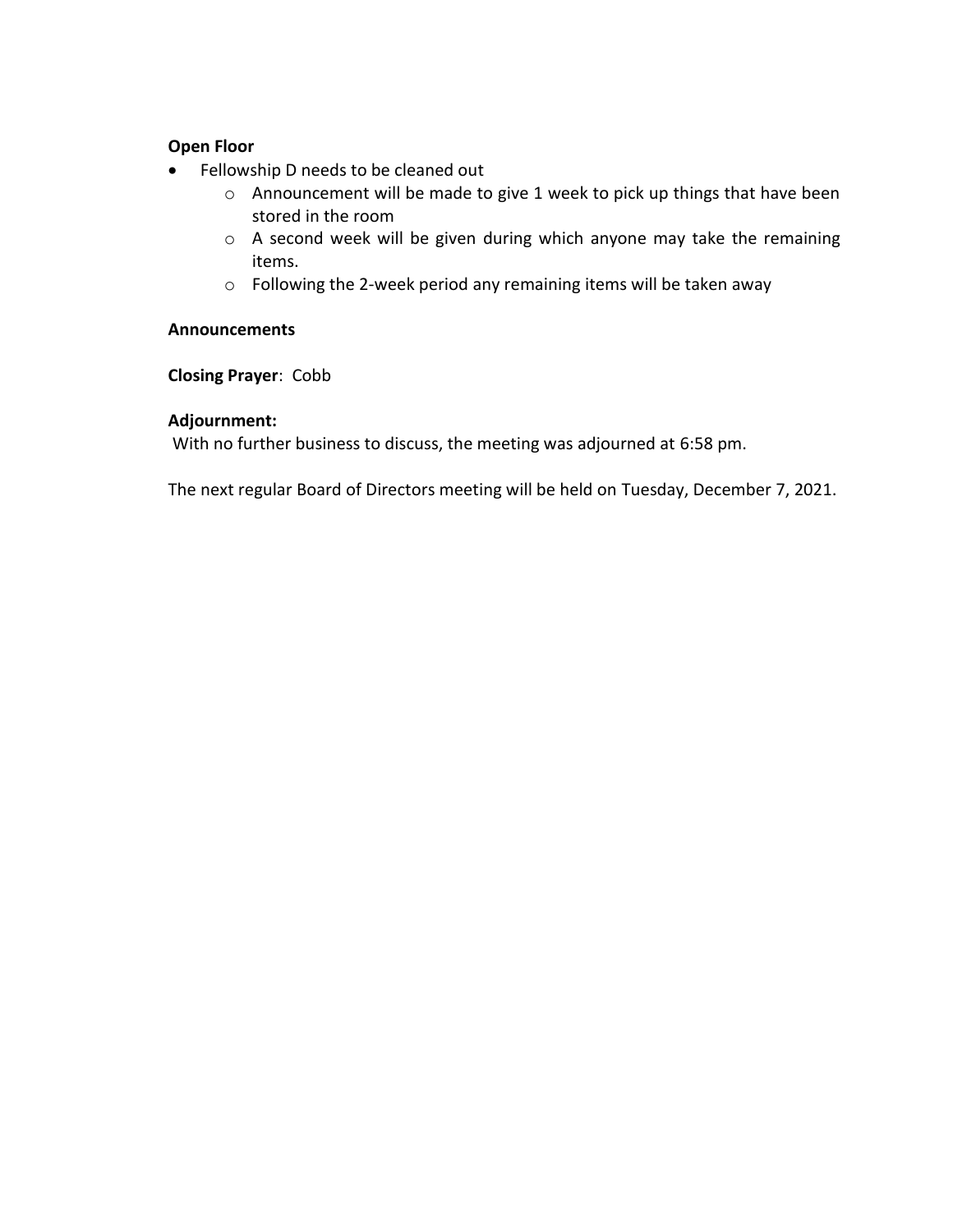**Open Floor**

- Fellowship D needs to be cleaned out
    - Announcement will be made to give 1 week to pick up things that have been stored in the room
    - A second week will be given during which anyone may take the remaining items.
    - Following the 2-week period any remaining items will be taken away

**Announcements**

**Closing Prayer**: Cobb

**Adjournment:**

With no further business to discuss, the meeting was adjourned at 6:58 pm.

The next regular Board of Directors meeting will be held on Tuesday, December 7, 2021.